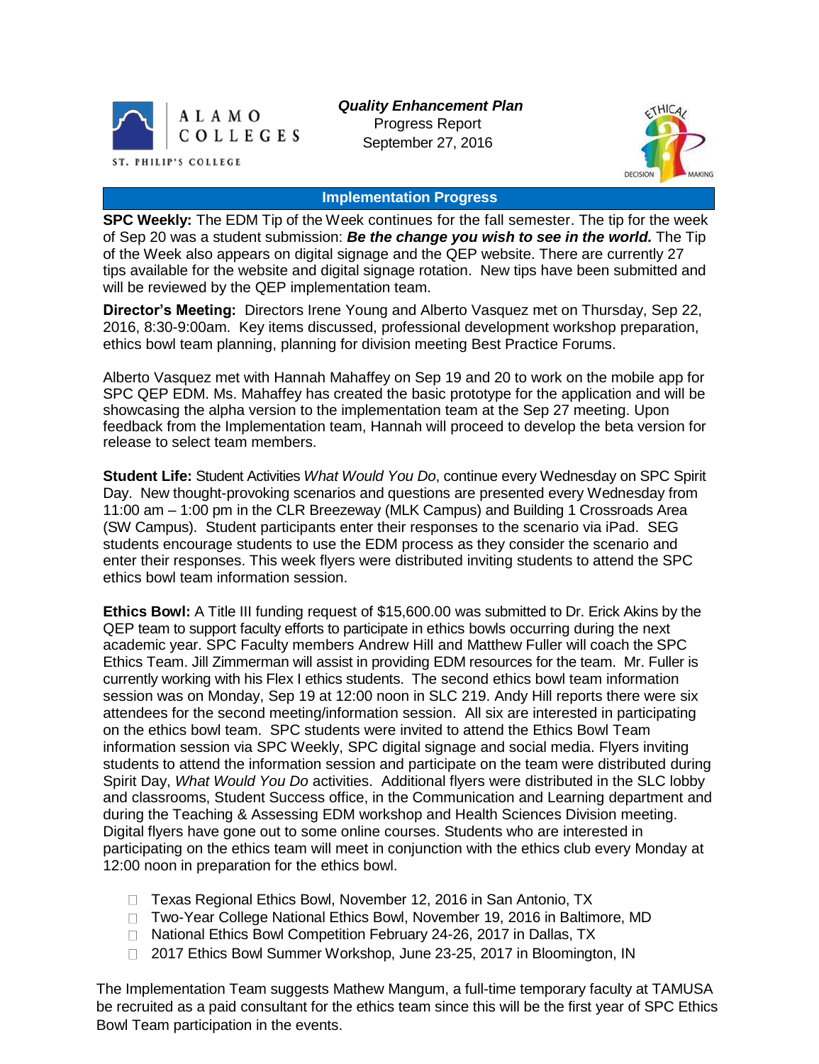ALAMO COLLEGES
ST. PHILIP'S COLLEGE

***Quality Enhancement Plan***
Progress Report
September 27, 2016

ETHICAL DECISION MAKING

## Implementation Progress

**SPC Weekly:** The EDM Tip of the Week continues for the fall semester. The tip for the week of Sep 20 was a student submission: ***Be the change you wish to see in the world.*** The Tip of the Week also appears on digital signage and the QEP website. There are currently 27 tips available for the website and digital signage rotation. New tips have been submitted and will be reviewed by the QEP implementation team.

**Director's Meeting:** Directors Irene Young and Alberto Vasquez met on Thursday, Sep 22, 2016, 8:30-9:00am. Key items discussed, professional development workshop preparation, ethics bowl team planning, planning for division meeting Best Practice Forums.

Alberto Vasquez met with Hannah Mahaffey on Sep 19 and 20 to work on the mobile app for SPC QEP EDM. Ms. Mahaffey has created the basic prototype for the application and will be showcasing the alpha version to the implementation team at the Sep 27 meeting. Upon feedback from the Implementation team, Hannah will proceed to develop the beta version for release to select team members.

**Student Life:** Student Activities *What Would You Do*, continue every Wednesday on SPC Spirit Day. New thought-provoking scenarios and questions are presented every Wednesday from 11:00 am – 1:00 pm in the CLR Breezeway (MLK Campus) and Building 1 Crossroads Area (SW Campus). Student participants enter their responses to the scenario via iPad. SEG students encourage students to use the EDM process as they consider the scenario and enter their responses. This week flyers were distributed inviting students to attend the SPC ethics bowl team information session.

**Ethics Bowl:** A Title III funding request of $15,600.00 was submitted to Dr. Erick Akins by the QEP team to support faculty efforts to participate in ethics bowls occurring during the next academic year. SPC Faculty members Andrew Hill and Matthew Fuller will coach the SPC Ethics Team. Jill Zimmerman will assist in providing EDM resources for the team. Mr. Fuller is currently working with his Flex I ethics students. The second ethics bowl team information session was on Monday, Sep 19 at 12:00 noon in SLC 219. Andy Hill reports there were six attendees for the second meeting/information session. All six are interested in participating on the ethics bowl team. SPC students were invited to attend the Ethics Bowl Team information session via SPC Weekly, SPC digital signage and social media. Flyers inviting students to attend the information session and participate on the team were distributed during Spirit Day, *What Would You Do* activities. Additional flyers were distributed in the SLC lobby and classrooms, Student Success office, in the Communication and Learning department and during the Teaching & Assessing EDM workshop and Health Sciences Division meeting. Digital flyers have gone out to some online courses. Students who are interested in participating on the ethics team will meet in conjunction with the ethics club every Monday at 12:00 noon in preparation for the ethics bowl.

- Texas Regional Ethics Bowl, November 12, 2016 in San Antonio, TX
- Two-Year College National Ethics Bowl, November 19, 2016 in Baltimore, MD
- National Ethics Bowl Competition February 24-26, 2017 in Dallas, TX
- 2017 Ethics Bowl Summer Workshop, June 23-25, 2017 in Bloomington, IN

The Implementation Team suggests Mathew Mangum, a full-time temporary faculty at TAMUSA be recruited as a paid consultant for the ethics team since this will be the first year of SPC Ethics Bowl Team participation in the events.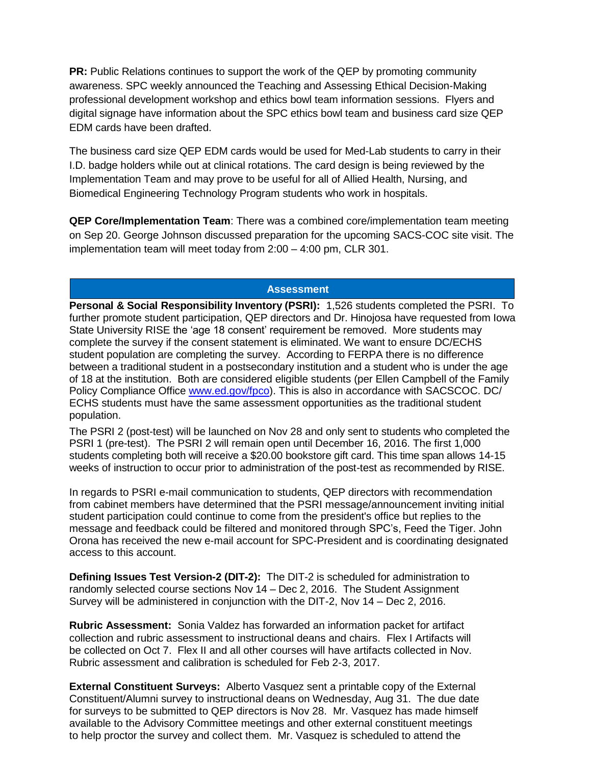**PR:** Public Relations continues to support the work of the QEP by promoting community awareness. SPC weekly announced the Teaching and Assessing Ethical Decision-Making professional development workshop and ethics bowl team information sessions. Flyers and digital signage have information about the SPC ethics bowl team and business card size QEP EDM cards have been drafted.

The business card size QEP EDM cards would be used for Med-Lab students to carry in their I.D. badge holders while out at clinical rotations. The card design is being reviewed by the Implementation Team and may prove to be useful for all of Allied Health, Nursing, and Biomedical Engineering Technology Program students who work in hospitals.

**QEP Core/Implementation Team**: There was a combined core/implementation team meeting on Sep 20. George Johnson discussed preparation for the upcoming SACS-COC site visit. The implementation team will meet today from 2:00 – 4:00 pm, CLR 301.

## Assessment

**Personal & Social Responsibility Inventory (PSRI):** 1,526 students completed the PSRI. To further promote student participation, QEP directors and Dr. Hinojosa have requested from Iowa State University RISE the 'age 18 consent' requirement be removed. More students may complete the survey if the consent statement is eliminated. We want to ensure DC/ECHS student population are completing the survey. According to FERPA there is no difference between a traditional student in a postsecondary institution and a student who is under the age of 18 at the institution. Both are considered eligible students (per Ellen Campbell of the Family Policy Compliance Office www.ed.gov/fpco). This is also in accordance with SACSCOC. DC/ ECHS students must have the same assessment opportunities as the traditional student population.

The PSRI 2 (post-test) will be launched on Nov 28 and only sent to students who completed the PSRI 1 (pre-test). The PSRI 2 will remain open until December 16, 2016. The first 1,000 students completing both will receive a $20.00 bookstore gift card. This time span allows 14-15 weeks of instruction to occur prior to administration of the post-test as recommended by RISE.

In regards to PSRI e-mail communication to students, QEP directors with recommendation from cabinet members have determined that the PSRI message/announcement inviting initial student participation could continue to come from the president's office but replies to the message and feedback could be filtered and monitored through SPC's, Feed the Tiger. John Orona has received the new e-mail account for SPC-President and is coordinating designated access to this account.

**Defining Issues Test Version-2 (DIT-2):** The DIT-2 is scheduled for administration to randomly selected course sections Nov 14 – Dec 2, 2016. The Student Assignment Survey will be administered in conjunction with the DIT-2, Nov 14 – Dec 2, 2016.

**Rubric Assessment:** Sonia Valdez has forwarded an information packet for artifact collection and rubric assessment to instructional deans and chairs. Flex I Artifacts will be collected on Oct 7. Flex II and all other courses will have artifacts collected in Nov. Rubric assessment and calibration is scheduled for Feb 2-3, 2017.

**External Constituent Surveys:** Alberto Vasquez sent a printable copy of the External Constituent/Alumni survey to instructional deans on Wednesday, Aug 31. The due date for surveys to be submitted to QEP directors is Nov 28. Mr. Vasquez has made himself available to the Advisory Committee meetings and other external constituent meetings to help proctor the survey and collect them. Mr. Vasquez is scheduled to attend the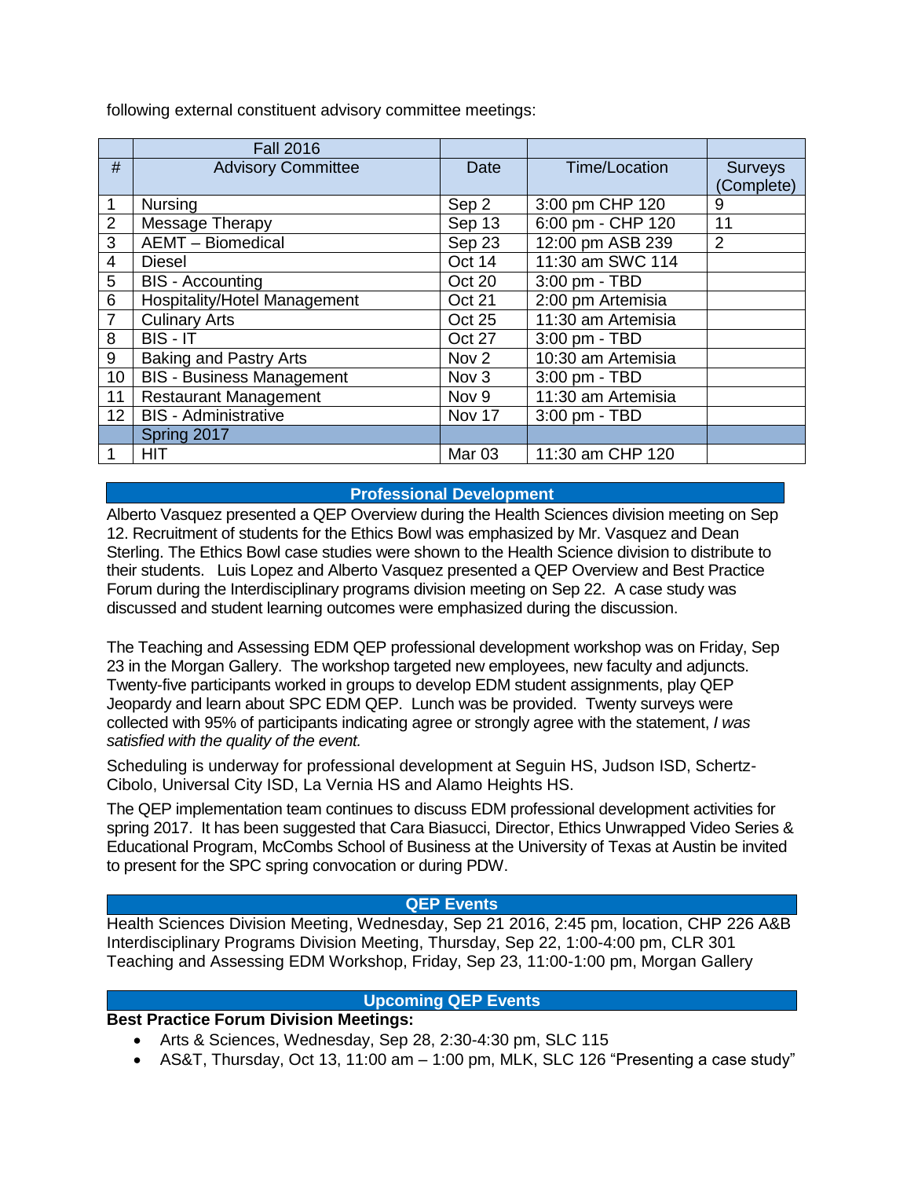following external constituent advisory committee meetings:

| | Fall 2016 | | | |
|---|---|---|---|---|
| # | Advisory Committee | Date | Time/Location | Surveys (Complete) |
| 1 | Nursing | Sep 2 | 3:00 pm CHP 120 | 9 |
| 2 | Message Therapy | Sep 13 | 6:00 pm - CHP 120 | 11 |
| 3 | AEMT – Biomedical | Sep 23 | 12:00 pm ASB 239 | 2 |
| 4 | Diesel | Oct 14 | 11:30 am SWC 114 | |
| 5 | BIS - Accounting | Oct 20 | 3:00 pm - TBD | |
| 6 | Hospitality/Hotel Management | Oct 21 | 2:00 pm Artemisia | |
| 7 | Culinary Arts | Oct 25 | 11:30 am Artemisia | |
| 8 | BIS - IT | Oct 27 | 3:00 pm - TBD | |
| 9 | Baking and Pastry Arts | Nov 2 | 10:30 am Artemisia | |
| 10 | BIS - Business Management | Nov 3 | 3:00 pm - TBD | |
| 11 | Restaurant Management | Nov 9 | 11:30 am Artemisia | |
| 12 | BIS - Administrative | Nov 17 | 3:00 pm - TBD | |
| | Spring 2017 | | | |
| 1 | HIT | Mar 03 | 11:30 am CHP 120 | |

## Professional Development

Alberto Vasquez presented a QEP Overview during the Health Sciences division meeting on Sep 12. Recruitment of students for the Ethics Bowl was emphasized by Mr. Vasquez and Dean Sterling. The Ethics Bowl case studies were shown to the Health Science division to distribute to their students. Luis Lopez and Alberto Vasquez presented a QEP Overview and Best Practice Forum during the Interdisciplinary programs division meeting on Sep 22. A case study was discussed and student learning outcomes were emphasized during the discussion.

The Teaching and Assessing EDM QEP professional development workshop was on Friday, Sep 23 in the Morgan Gallery. The workshop targeted new employees, new faculty and adjuncts. Twenty-five participants worked in groups to develop EDM student assignments, play QEP Jeopardy and learn about SPC EDM QEP. Lunch was be provided. Twenty surveys were collected with 95% of participants indicating agree or strongly agree with the statement, *I was satisfied with the quality of the event.*

Scheduling is underway for professional development at Seguin HS, Judson ISD, Schertz-Cibolo, Universal City ISD, La Vernia HS and Alamo Heights HS.

The QEP implementation team continues to discuss EDM professional development activities for spring 2017. It has been suggested that Cara Biasucci, Director, Ethics Unwrapped Video Series & Educational Program, McCombs School of Business at the University of Texas at Austin be invited to present for the SPC spring convocation or during PDW.

## QEP Events

Health Sciences Division Meeting, Wednesday, Sep 21 2016, 2:45 pm, location, CHP 226 A&B
Interdisciplinary Programs Division Meeting, Thursday, Sep 22, 1:00-4:00 pm, CLR 301
Teaching and Assessing EDM Workshop, Friday, Sep 23, 11:00-1:00 pm, Morgan Gallery

## Upcoming QEP Events

**Best Practice Forum Division Meetings:**

- Arts & Sciences, Wednesday, Sep 28, 2:30-4:30 pm, SLC 115
- AS&T, Thursday, Oct 13, 11:00 am – 1:00 pm, MLK, SLC 126 "Presenting a case study"